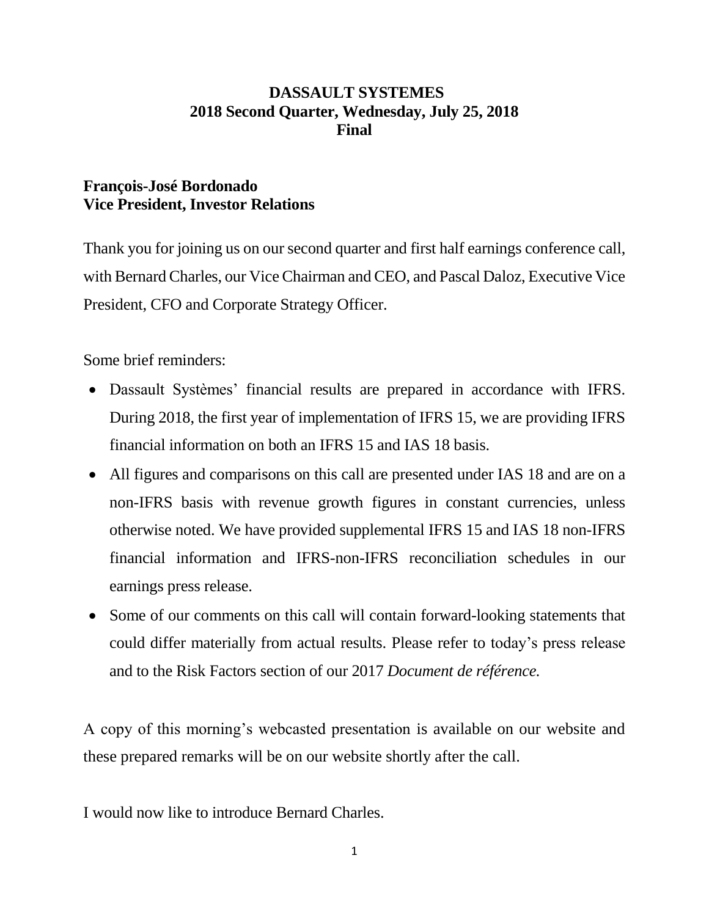# DASSAULT SYSTEMES
## 2018 Second Quarter, Wednesday, July 25, 2018
## Final

**François-José Bordonado**
**Vice President, Investor Relations**

Thank you for joining us on our second quarter and first half earnings conference call, with Bernard Charles, our Vice Chairman and CEO, and Pascal Daloz, Executive Vice President, CFO and Corporate Strategy Officer.

Some brief reminders:

- Dassault Systèmes' financial results are prepared in accordance with IFRS. During 2018, the first year of implementation of IFRS 15, we are providing IFRS financial information on both an IFRS 15 and IAS 18 basis.
- All figures and comparisons on this call are presented under IAS 18 and are on a non-IFRS basis with revenue growth figures in constant currencies, unless otherwise noted. We have provided supplemental IFRS 15 and IAS 18 non-IFRS financial information and IFRS-non-IFRS reconciliation schedules in our earnings press release.
- Some of our comments on this call will contain forward-looking statements that could differ materially from actual results. Please refer to today's press release and to the Risk Factors section of our 2017 *Document de référence.*

A copy of this morning's webcasted presentation is available on our website and these prepared remarks will be on our website shortly after the call.

I would now like to introduce Bernard Charles.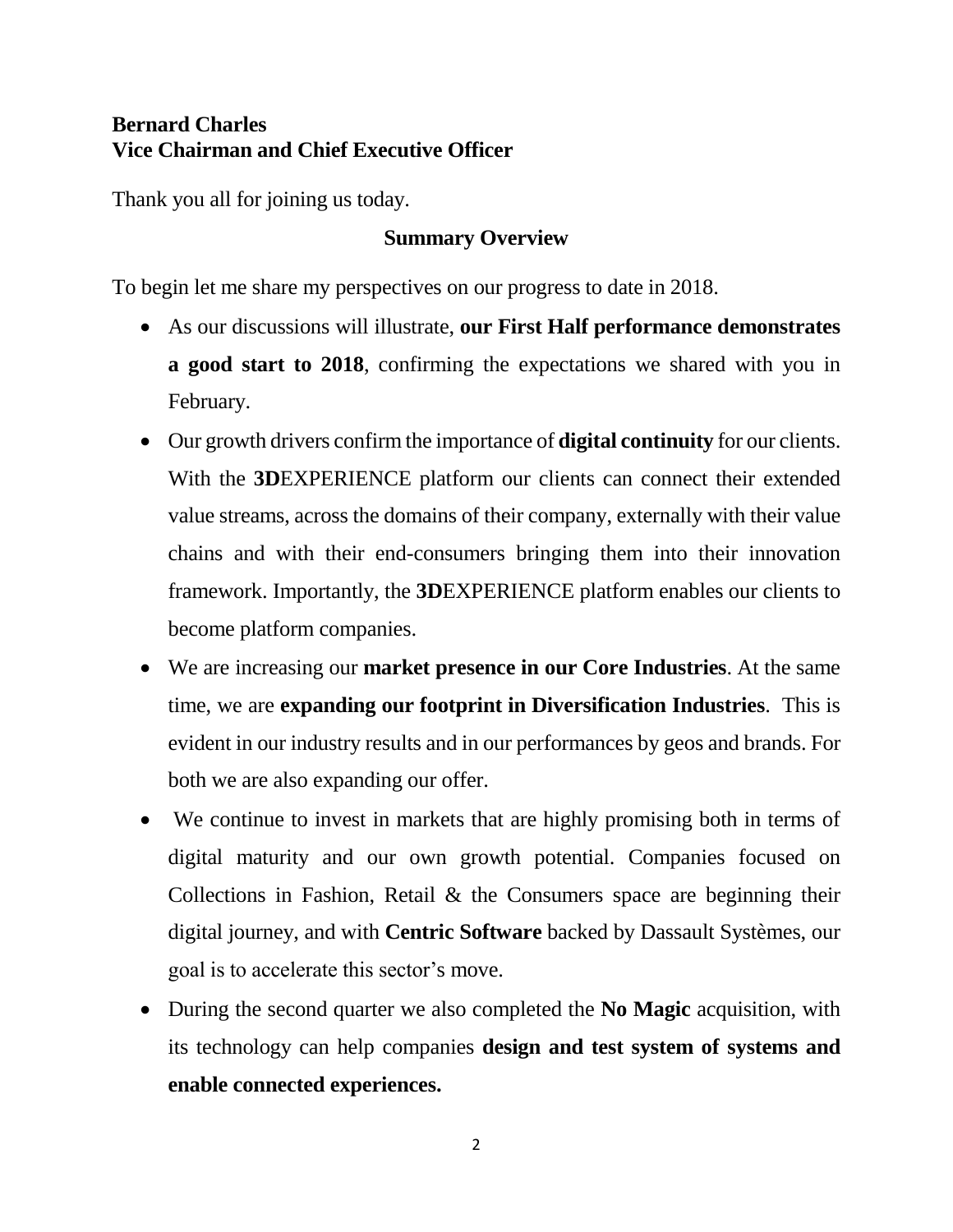**Bernard Charles**
**Vice Chairman and Chief Executive Officer**

Thank you all for joining us today.

## Summary Overview

To begin let me share my perspectives on our progress to date in 2018.

- As our discussions will illustrate, **our First Half performance demonstrates a good start to 2018**, confirming the expectations we shared with you in February.
- Our growth drivers confirm the importance of **digital continuity** for our clients. With the **3D**EXPERIENCE platform our clients can connect their extended value streams, across the domains of their company, externally with their value chains and with their end-consumers bringing them into their innovation framework. Importantly, the **3D**EXPERIENCE platform enables our clients to become platform companies.
- We are increasing our **market presence in our Core Industries**. At the same time, we are **expanding our footprint in Diversification Industries**. This is evident in our industry results and in our performances by geos and brands. For both we are also expanding our offer.
- We continue to invest in markets that are highly promising both in terms of digital maturity and our own growth potential. Companies focused on Collections in Fashion, Retail & the Consumers space are beginning their digital journey, and with **Centric Software** backed by Dassault Systèmes, our goal is to accelerate this sector's move.
- During the second quarter we also completed the **No Magic** acquisition, with its technology can help companies **design and test system of systems and enable connected experiences.**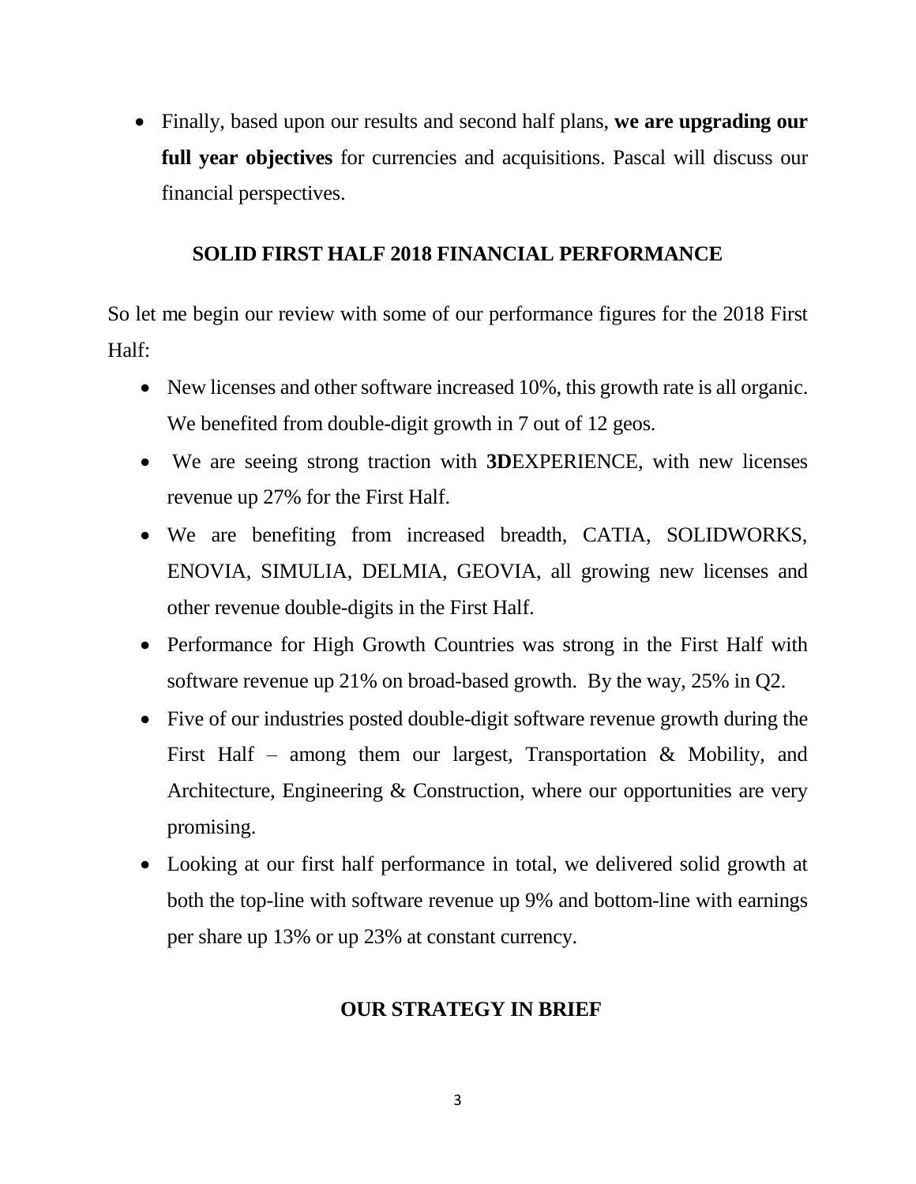- Finally, based upon our results and second half plans, **we are upgrading our full year objectives** for currencies and acquisitions. Pascal will discuss our financial perspectives.

## SOLID FIRST HALF 2018 FINANCIAL PERFORMANCE

So let me begin our review with some of our performance figures for the 2018 First Half:

- New licenses and other software increased 10%, this growth rate is all organic. We benefited from double-digit growth in 7 out of 12 geos.
- We are seeing strong traction with **3D**EXPERIENCE, with new licenses revenue up 27% for the First Half.
- We are benefiting from increased breadth, CATIA, SOLIDWORKS, ENOVIA, SIMULIA, DELMIA, GEOVIA, all growing new licenses and other revenue double-digits in the First Half.
- Performance for High Growth Countries was strong in the First Half with software revenue up 21% on broad-based growth. By the way, 25% in Q2.
- Five of our industries posted double-digit software revenue growth during the First Half – among them our largest, Transportation & Mobility, and Architecture, Engineering & Construction, where our opportunities are very promising.
- Looking at our first half performance in total, we delivered solid growth at both the top-line with software revenue up 9% and bottom-line with earnings per share up 13% or up 23% at constant currency.

## OUR STRATEGY IN BRIEF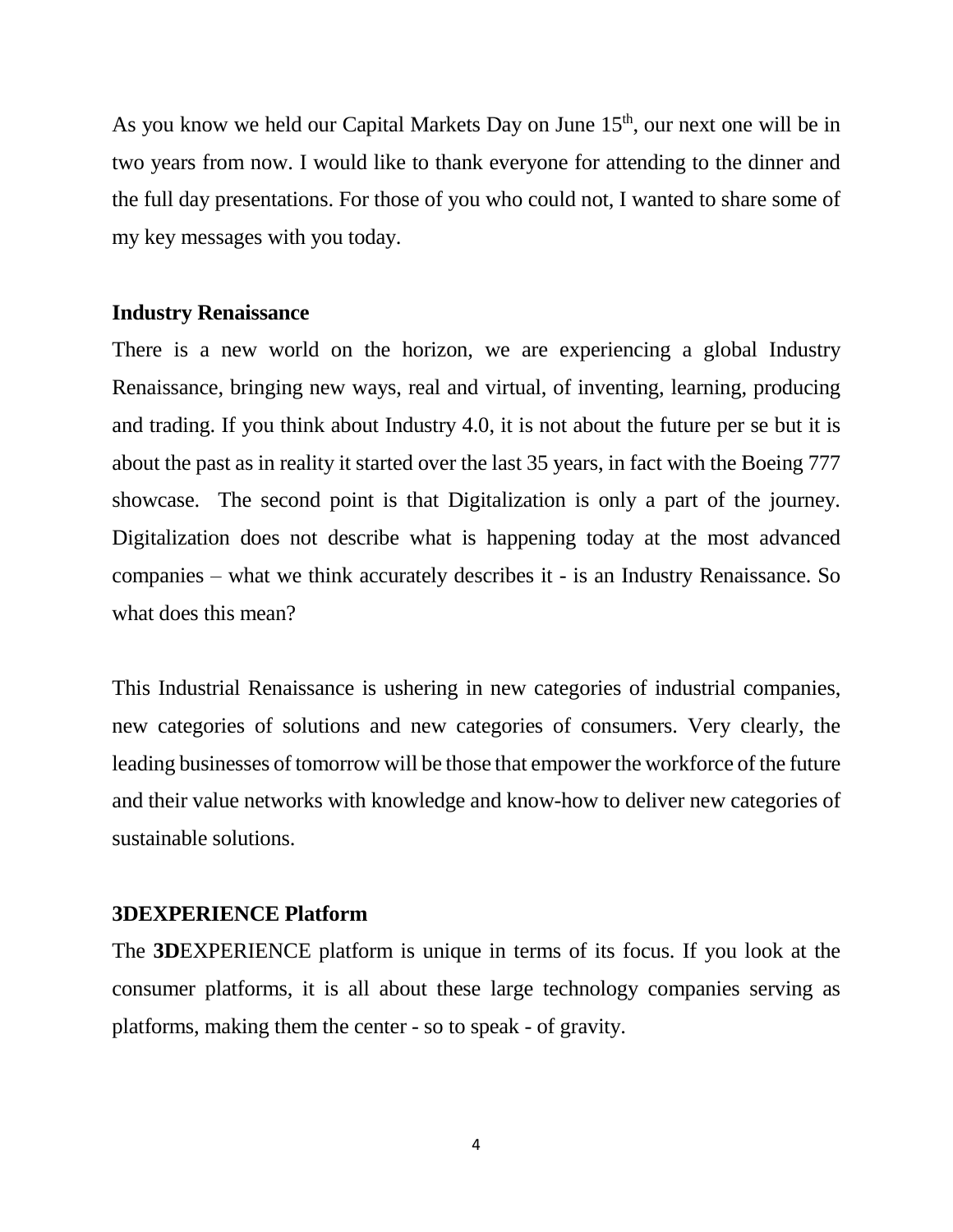As you know we held our Capital Markets Day on June 15th, our next one will be in two years from now. I would like to thank everyone for attending to the dinner and the full day presentations. For those of you who could not, I wanted to share some of my key messages with you today.

**Industry Renaissance**

There is a new world on the horizon, we are experiencing a global Industry Renaissance, bringing new ways, real and virtual, of inventing, learning, producing and trading. If you think about Industry 4.0, it is not about the future per se but it is about the past as in reality it started over the last 35 years, in fact with the Boeing 777 showcase. The second point is that Digitalization is only a part of the journey. Digitalization does not describe what is happening today at the most advanced companies – what we think accurately describes it - is an Industry Renaissance. So what does this mean?

This Industrial Renaissance is ushering in new categories of industrial companies, new categories of solutions and new categories of consumers. Very clearly, the leading businesses of tomorrow will be those that empower the workforce of the future and their value networks with knowledge and know-how to deliver new categories of sustainable solutions.

**3DEXPERIENCE Platform**

The **3D**EXPERIENCE platform is unique in terms of its focus. If you look at the consumer platforms, it is all about these large technology companies serving as platforms, making them the center - so to speak - of gravity.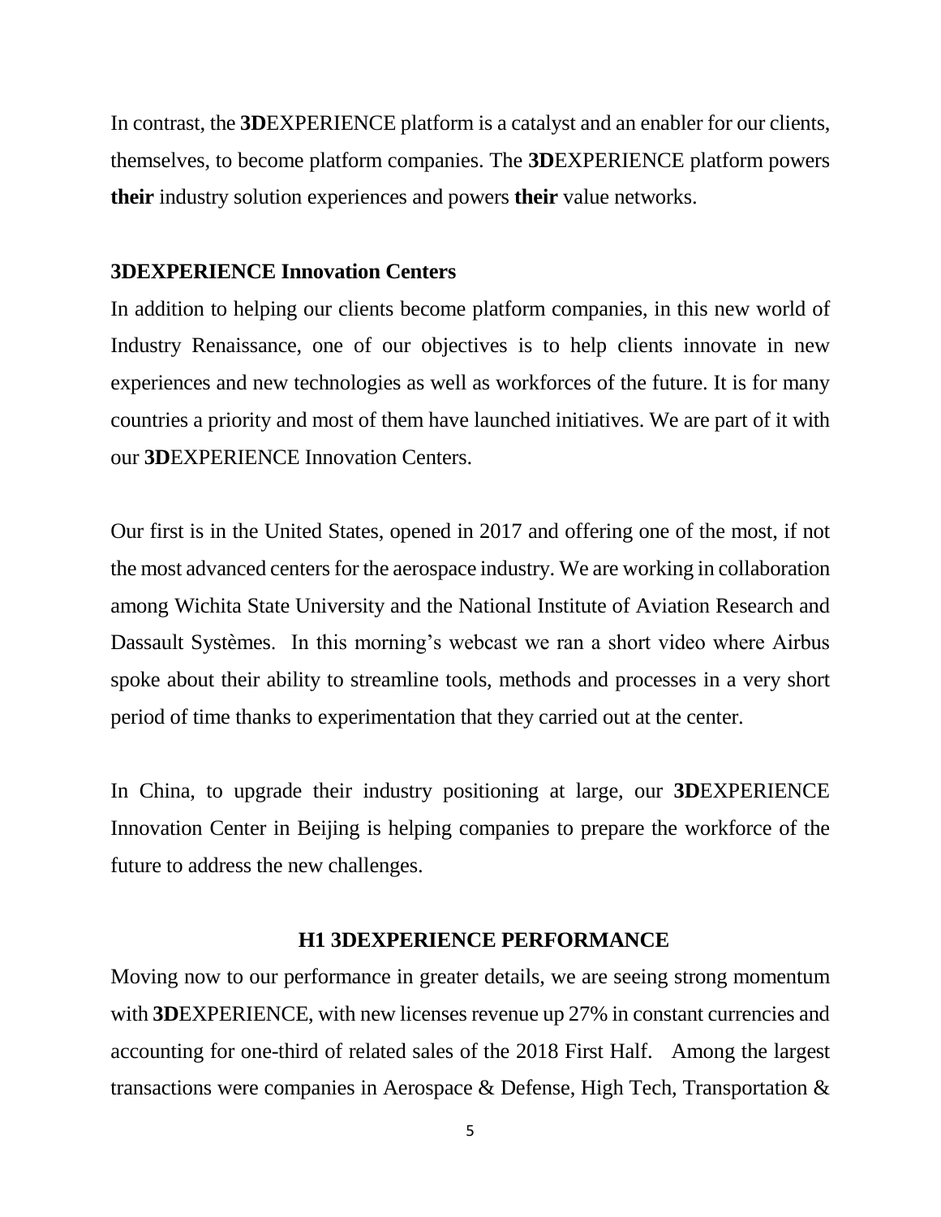In contrast, the **3D**EXPERIENCE platform is a catalyst and an enabler for our clients, themselves, to become platform companies. The **3D**EXPERIENCE platform powers **their** industry solution experiences and powers **their** value networks.

## 3DEXPERIENCE Innovation Centers

In addition to helping our clients become platform companies, in this new world of Industry Renaissance, one of our objectives is to help clients innovate in new experiences and new technologies as well as workforces of the future. It is for many countries a priority and most of them have launched initiatives. We are part of it with our **3D**EXPERIENCE Innovation Centers.

Our first is in the United States, opened in 2017 and offering one of the most, if not the most advanced centers for the aerospace industry. We are working in collaboration among Wichita State University and the National Institute of Aviation Research and Dassault Systèmes. In this morning's webcast we ran a short video where Airbus spoke about their ability to streamline tools, methods and processes in a very short period of time thanks to experimentation that they carried out at the center.

In China, to upgrade their industry positioning at large, our **3D**EXPERIENCE Innovation Center in Beijing is helping companies to prepare the workforce of the future to address the new challenges.

## H1 3DEXPERIENCE PERFORMANCE

Moving now to our performance in greater details, we are seeing strong momentum with **3D**EXPERIENCE, with new licenses revenue up 27% in constant currencies and accounting for one-third of related sales of the 2018 First Half. Among the largest transactions were companies in Aerospace & Defense, High Tech, Transportation &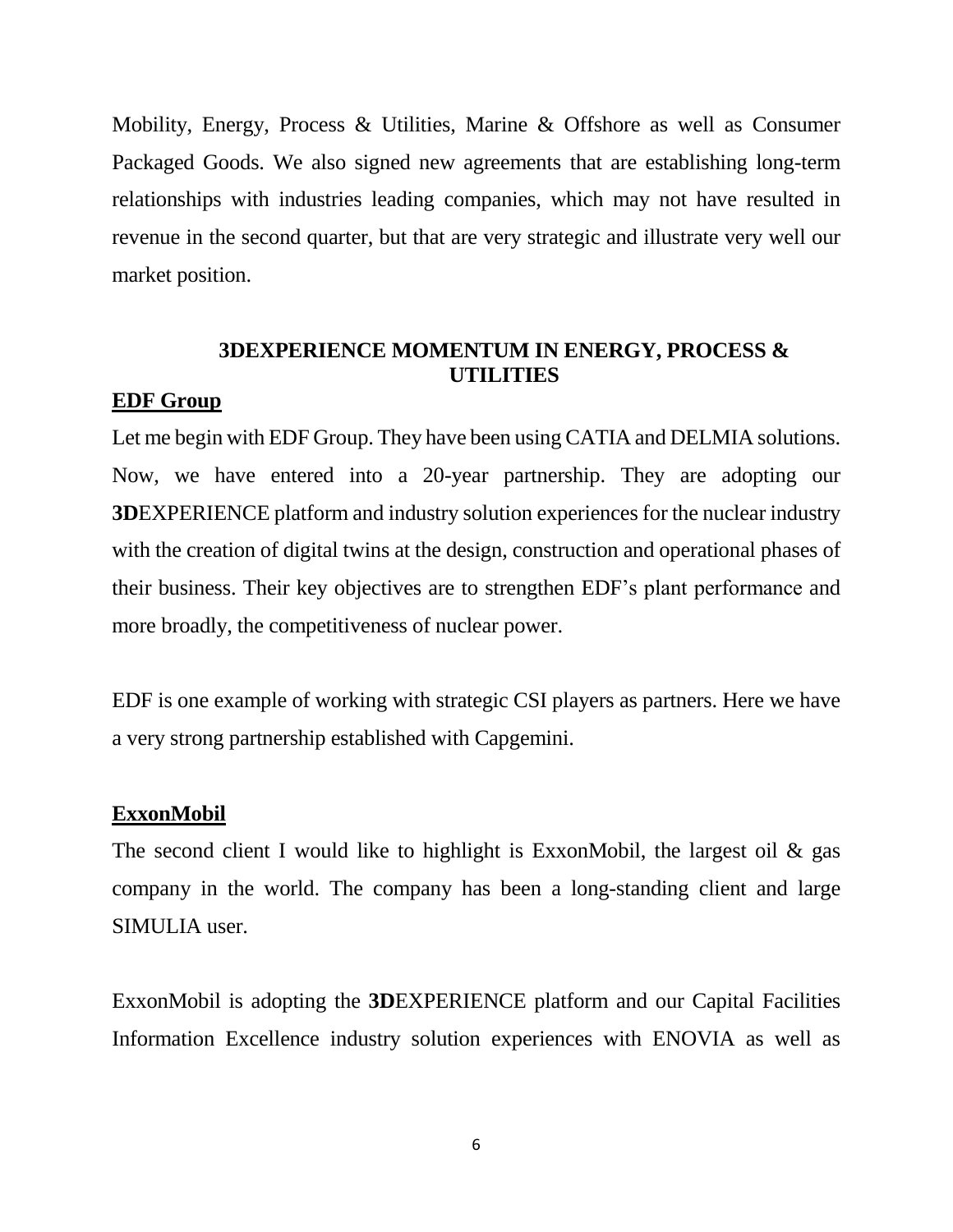Mobility, Energy, Process & Utilities, Marine & Offshore as well as Consumer Packaged Goods. We also signed new agreements that are establishing long-term relationships with industries leading companies, which may not have resulted in revenue in the second quarter, but that are very strategic and illustrate very well our market position.

## 3DEXPERIENCE MOMENTUM IN ENERGY, PROCESS & UTILITIES

### EDF Group

Let me begin with EDF Group. They have been using CATIA and DELMIA solutions. Now, we have entered into a 20-year partnership. They are adopting our **3D**EXPERIENCE platform and industry solution experiences for the nuclear industry with the creation of digital twins at the design, construction and operational phases of their business. Their key objectives are to strengthen EDF's plant performance and more broadly, the competitiveness of nuclear power.

EDF is one example of working with strategic CSI players as partners. Here we have a very strong partnership established with Capgemini.

### ExxonMobil

The second client I would like to highlight is ExxonMobil, the largest oil & gas company in the world. The company has been a long-standing client and large SIMULIA user.

ExxonMobil is adopting the **3D**EXPERIENCE platform and our Capital Facilities Information Excellence industry solution experiences with ENOVIA as well as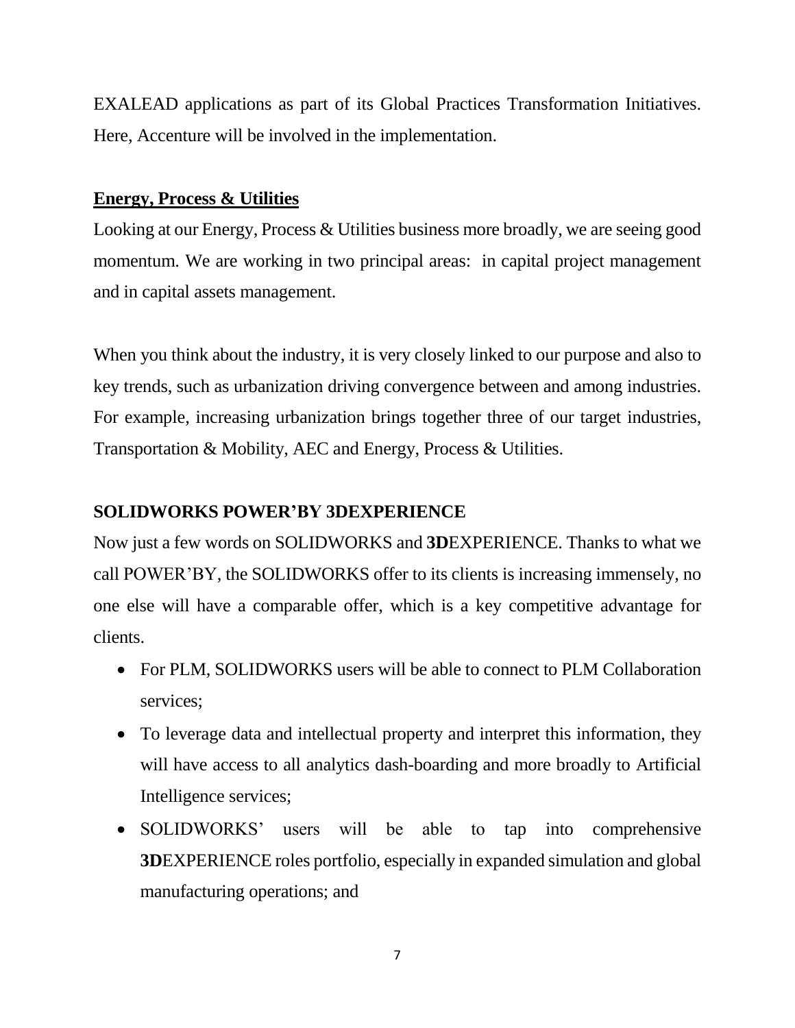EXALEAD applications as part of its Global Practices Transformation Initiatives. Here, Accenture will be involved in the implementation.

## Energy, Process & Utilities

Looking at our Energy, Process & Utilities business more broadly, we are seeing good momentum. We are working in two principal areas: in capital project management and in capital assets management.

When you think about the industry, it is very closely linked to our purpose and also to key trends, such as urbanization driving convergence between and among industries. For example, increasing urbanization brings together three of our target industries, Transportation & Mobility, AEC and Energy, Process & Utilities.

## SOLIDWORKS POWER'BY 3DEXPERIENCE

Now just a few words on SOLIDWORKS and **3D**EXPERIENCE. Thanks to what we call POWER'BY, the SOLIDWORKS offer to its clients is increasing immensely, no one else will have a comparable offer, which is a key competitive advantage for clients.

- For PLM, SOLIDWORKS users will be able to connect to PLM Collaboration services;
- To leverage data and intellectual property and interpret this information, they will have access to all analytics dash-boarding and more broadly to Artificial Intelligence services;
- SOLIDWORKS' users will be able to tap into comprehensive **3D**EXPERIENCE roles portfolio, especially in expanded simulation and global manufacturing operations; and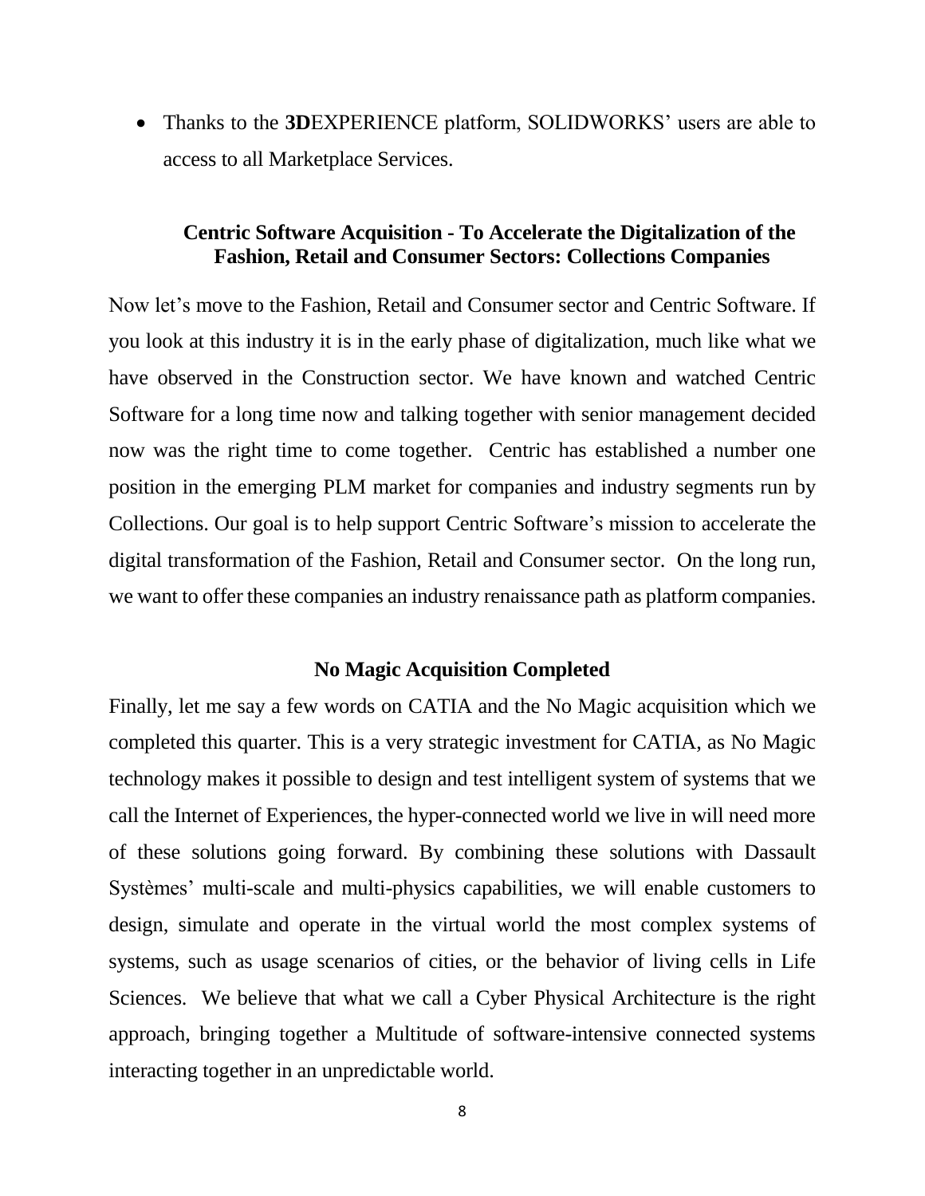- Thanks to the **3D**EXPERIENCE platform, SOLIDWORKS' users are able to access to all Marketplace Services.

### Centric Software Acquisition - To Accelerate the Digitalization of the Fashion, Retail and Consumer Sectors: Collections Companies

Now let's move to the Fashion, Retail and Consumer sector and Centric Software. If you look at this industry it is in the early phase of digitalization, much like what we have observed in the Construction sector. We have known and watched Centric Software for a long time now and talking together with senior management decided now was the right time to come together. Centric has established a number one position in the emerging PLM market for companies and industry segments run by Collections. Our goal is to help support Centric Software's mission to accelerate the digital transformation of the Fashion, Retail and Consumer sector. On the long run, we want to offer these companies an industry renaissance path as platform companies.

### No Magic Acquisition Completed

Finally, let me say a few words on CATIA and the No Magic acquisition which we completed this quarter. This is a very strategic investment for CATIA, as No Magic technology makes it possible to design and test intelligent system of systems that we call the Internet of Experiences, the hyper-connected world we live in will need more of these solutions going forward. By combining these solutions with Dassault Systèmes' multi-scale and multi-physics capabilities, we will enable customers to design, simulate and operate in the virtual world the most complex systems of systems, such as usage scenarios of cities, or the behavior of living cells in Life Sciences. We believe that what we call a Cyber Physical Architecture is the right approach, bringing together a Multitude of software-intensive connected systems interacting together in an unpredictable world.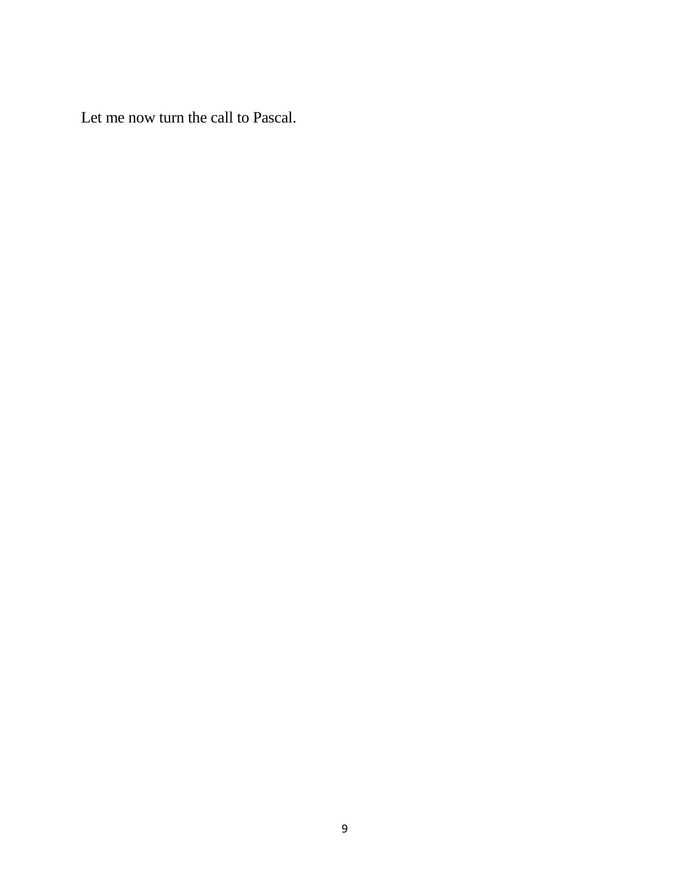Let me now turn the call to Pascal.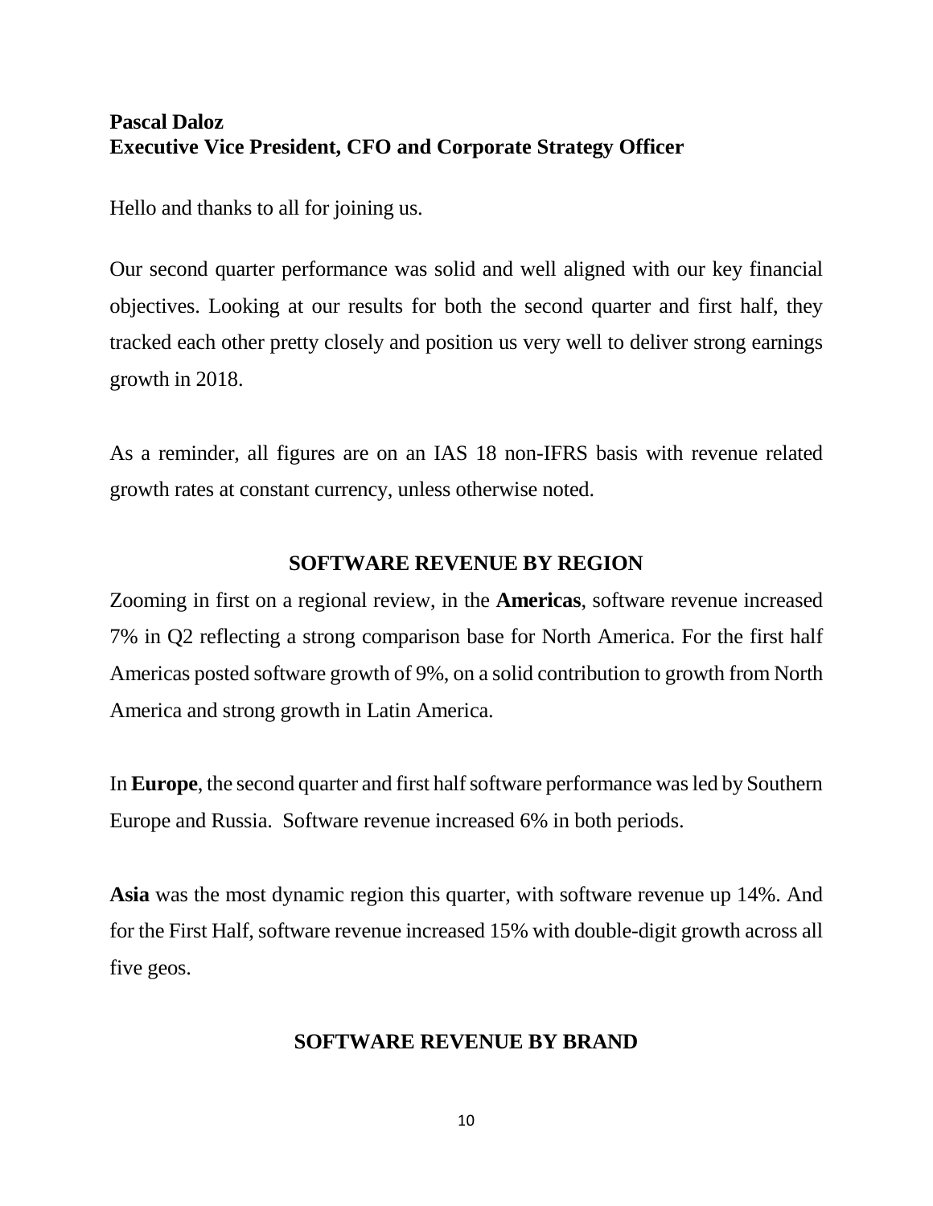**Pascal Daloz**
**Executive Vice President, CFO and Corporate Strategy Officer**

Hello and thanks to all for joining us.

Our second quarter performance was solid and well aligned with our key financial objectives. Looking at our results for both the second quarter and first half, they tracked each other pretty closely and position us very well to deliver strong earnings growth in 2018.

As a reminder, all figures are on an IAS 18 non-IFRS basis with revenue related growth rates at constant currency, unless otherwise noted.

## SOFTWARE REVENUE BY REGION

Zooming in first on a regional review, in the **Americas**, software revenue increased 7% in Q2 reflecting a strong comparison base for North America. For the first half Americas posted software growth of 9%, on a solid contribution to growth from North America and strong growth in Latin America.

In **Europe**, the second quarter and first half software performance was led by Southern Europe and Russia. Software revenue increased 6% in both periods.

**Asia** was the most dynamic region this quarter, with software revenue up 14%. And for the First Half, software revenue increased 15% with double-digit growth across all five geos.

## SOFTWARE REVENUE BY BRAND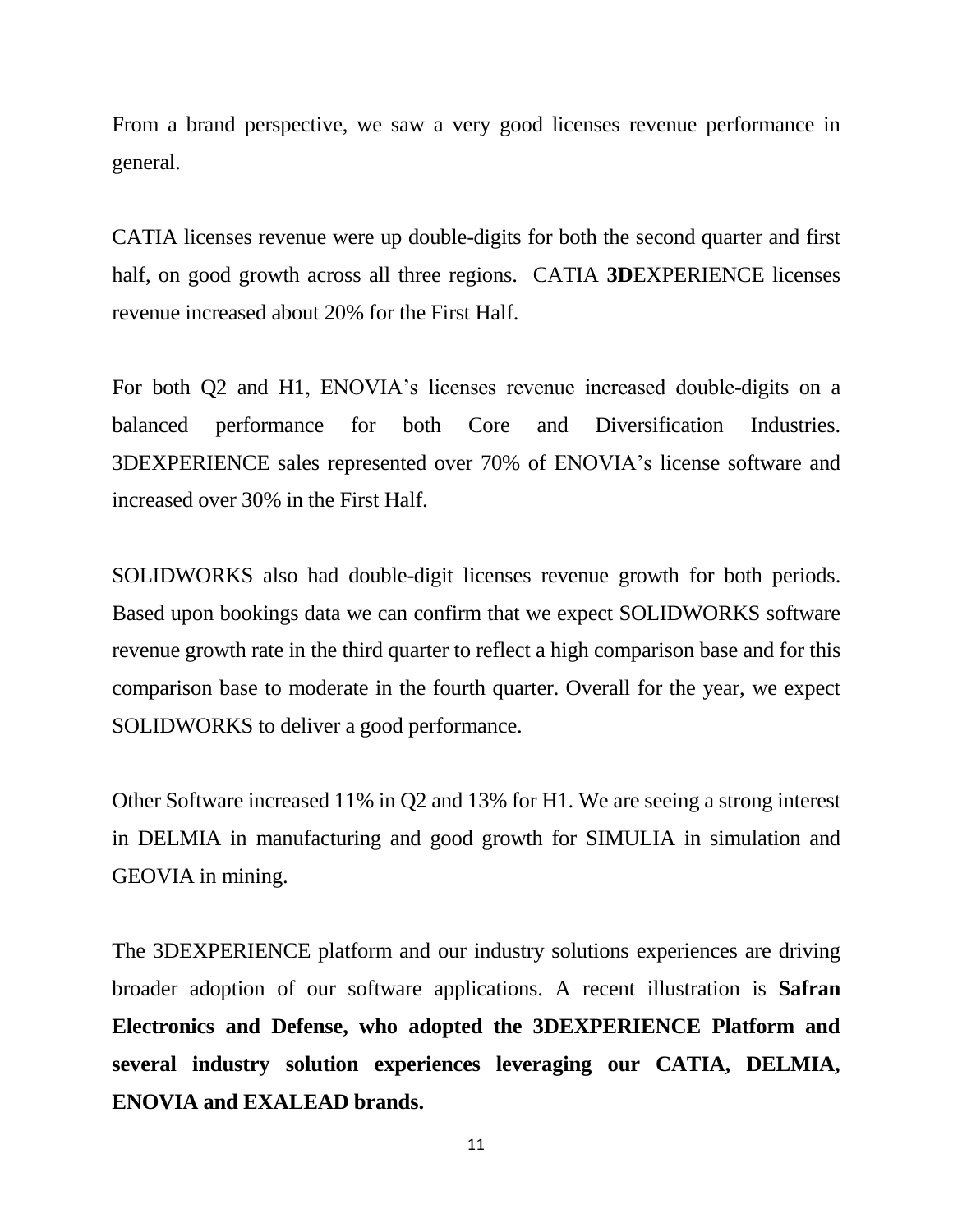From a brand perspective, we saw a very good licenses revenue performance in general.

CATIA licenses revenue were up double-digits for both the second quarter and first half, on good growth across all three regions. CATIA **3D**EXPERIENCE licenses revenue increased about 20% for the First Half.

For both Q2 and H1, ENOVIA's licenses revenue increased double-digits on a balanced performance for both Core and Diversification Industries. 3DEXPERIENCE sales represented over 70% of ENOVIA's license software and increased over 30% in the First Half.

SOLIDWORKS also had double-digit licenses revenue growth for both periods. Based upon bookings data we can confirm that we expect SOLIDWORKS software revenue growth rate in the third quarter to reflect a high comparison base and for this comparison base to moderate in the fourth quarter. Overall for the year, we expect SOLIDWORKS to deliver a good performance.

Other Software increased 11% in Q2 and 13% for H1. We are seeing a strong interest in DELMIA in manufacturing and good growth for SIMULIA in simulation and GEOVIA in mining.

The 3DEXPERIENCE platform and our industry solutions experiences are driving broader adoption of our software applications. A recent illustration is **Safran Electronics and Defense, who adopted the 3DEXPERIENCE Platform and several industry solution experiences leveraging our CATIA, DELMIA, ENOVIA and EXALEAD brands.**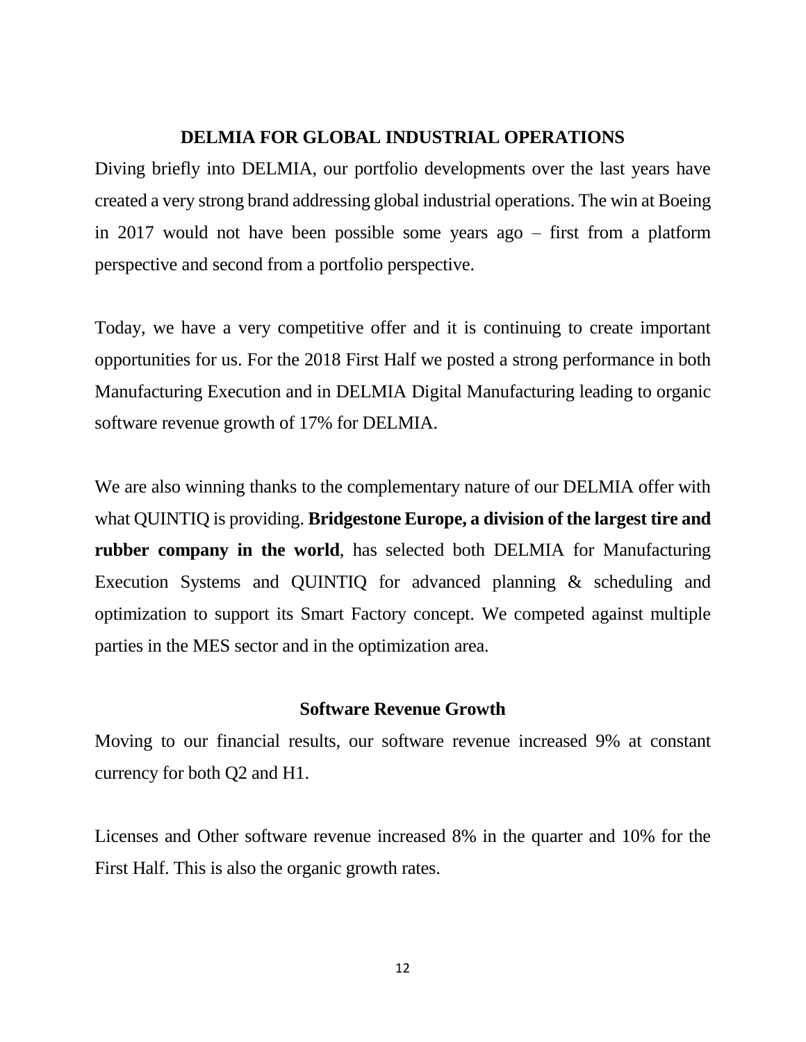## DELMIA FOR GLOBAL INDUSTRIAL OPERATIONS

Diving briefly into DELMIA, our portfolio developments over the last years have created a very strong brand addressing global industrial operations. The win at Boeing in 2017 would not have been possible some years ago – first from a platform perspective and second from a portfolio perspective.

Today, we have a very competitive offer and it is continuing to create important opportunities for us. For the 2018 First Half we posted a strong performance in both Manufacturing Execution and in DELMIA Digital Manufacturing leading to organic software revenue growth of 17% for DELMIA.

We are also winning thanks to the complementary nature of our DELMIA offer with what QUINTIQ is providing. **Bridgestone Europe, a division of the largest tire and rubber company in the world**, has selected both DELMIA for Manufacturing Execution Systems and QUINTIQ for advanced planning & scheduling and optimization to support its Smart Factory concept. We competed against multiple parties in the MES sector and in the optimization area.

### Software Revenue Growth

Moving to our financial results, our software revenue increased 9% at constant currency for both Q2 and H1.

Licenses and Other software revenue increased 8% in the quarter and 10% for the First Half. This is also the organic growth rates.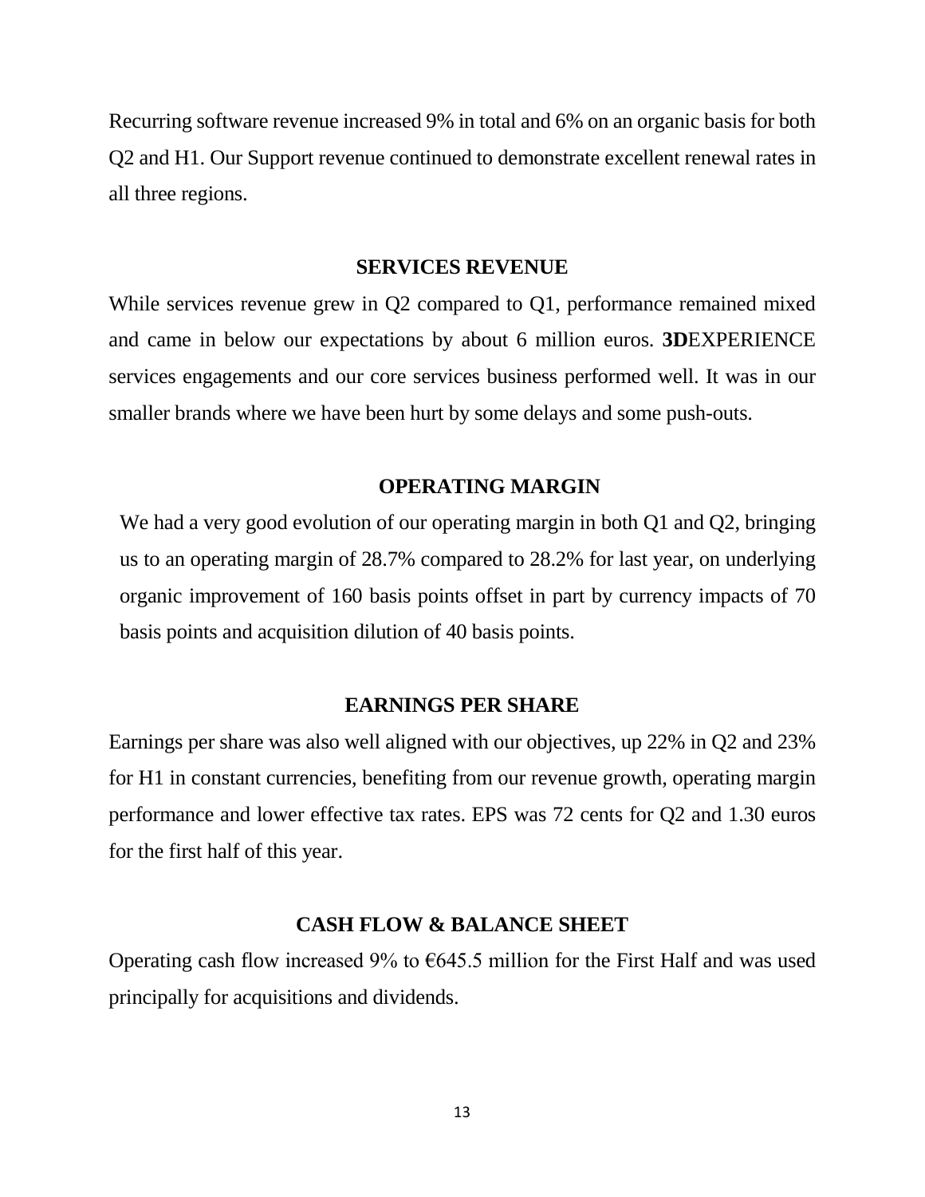Recurring software revenue increased 9% in total and 6% on an organic basis for both Q2 and H1. Our Support revenue continued to demonstrate excellent renewal rates in all three regions.

## SERVICES REVENUE

While services revenue grew in Q2 compared to Q1, performance remained mixed and came in below our expectations by about 6 million euros. **3D**EXPERIENCE services engagements and our core services business performed well. It was in our smaller brands where we have been hurt by some delays and some push-outs.

## OPERATING MARGIN

We had a very good evolution of our operating margin in both Q1 and Q2, bringing us to an operating margin of 28.7% compared to 28.2% for last year, on underlying organic improvement of 160 basis points offset in part by currency impacts of 70 basis points and acquisition dilution of 40 basis points.

## EARNINGS PER SHARE

Earnings per share was also well aligned with our objectives, up 22% in Q2 and 23% for H1 in constant currencies, benefiting from our revenue growth, operating margin performance and lower effective tax rates. EPS was 72 cents for Q2 and 1.30 euros for the first half of this year.

## CASH FLOW & BALANCE SHEET

Operating cash flow increased 9% to €645.5 million for the First Half and was used principally for acquisitions and dividends.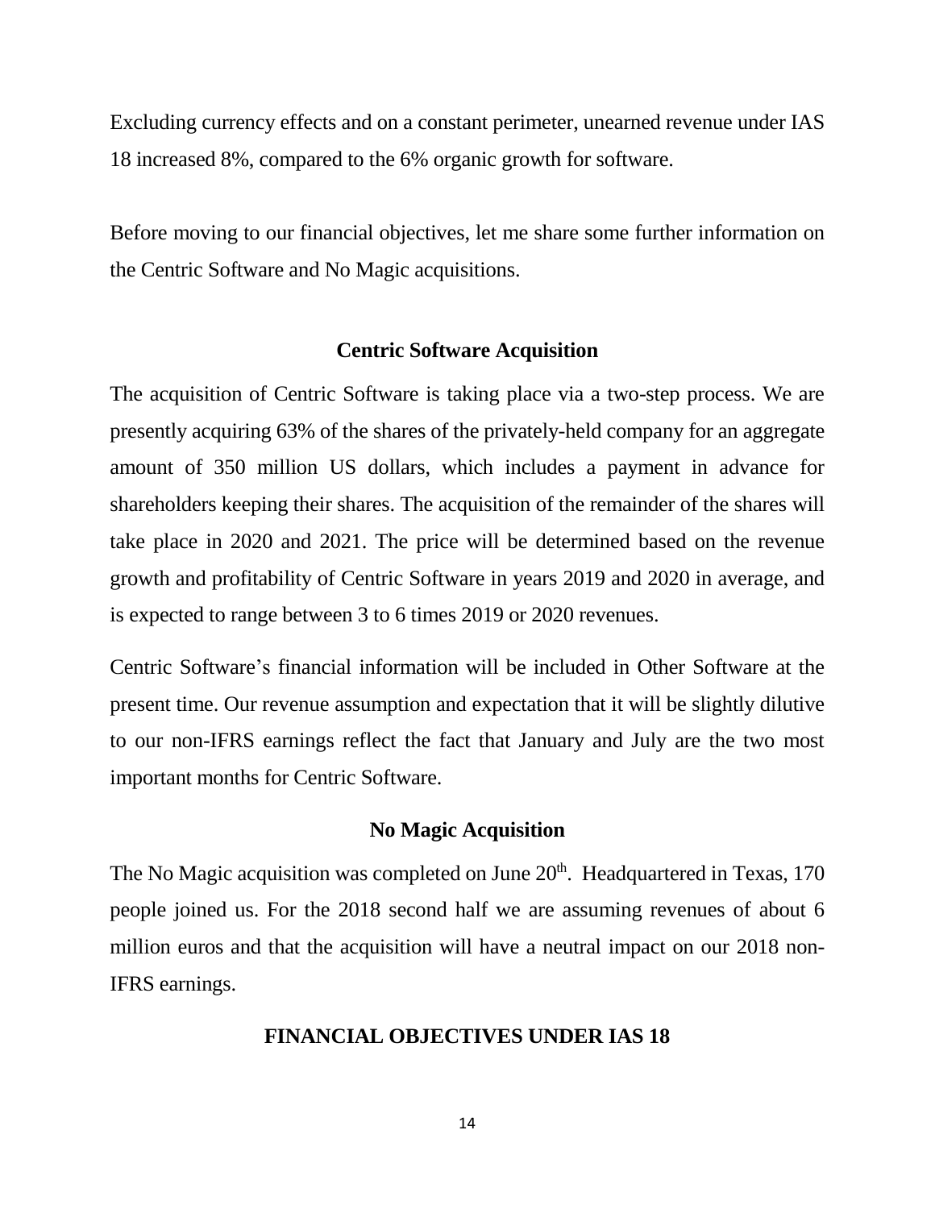Excluding currency effects and on a constant perimeter, unearned revenue under IAS 18 increased 8%, compared to the 6% organic growth for software.

Before moving to our financial objectives, let me share some further information on the Centric Software and No Magic acquisitions.

## Centric Software Acquisition

The acquisition of Centric Software is taking place via a two-step process. We are presently acquiring 63% of the shares of the privately-held company for an aggregate amount of 350 million US dollars, which includes a payment in advance for shareholders keeping their shares. The acquisition of the remainder of the shares will take place in 2020 and 2021. The price will be determined based on the revenue growth and profitability of Centric Software in years 2019 and 2020 in average, and is expected to range between 3 to 6 times 2019 or 2020 revenues.

Centric Software's financial information will be included in Other Software at the present time. Our revenue assumption and expectation that it will be slightly dilutive to our non-IFRS earnings reflect the fact that January and July are the two most important months for Centric Software.

## No Magic Acquisition

The No Magic acquisition was completed on June 20th. Headquartered in Texas, 170 people joined us. For the 2018 second half we are assuming revenues of about 6 million euros and that the acquisition will have a neutral impact on our 2018 non-IFRS earnings.

## FINANCIAL OBJECTIVES UNDER IAS 18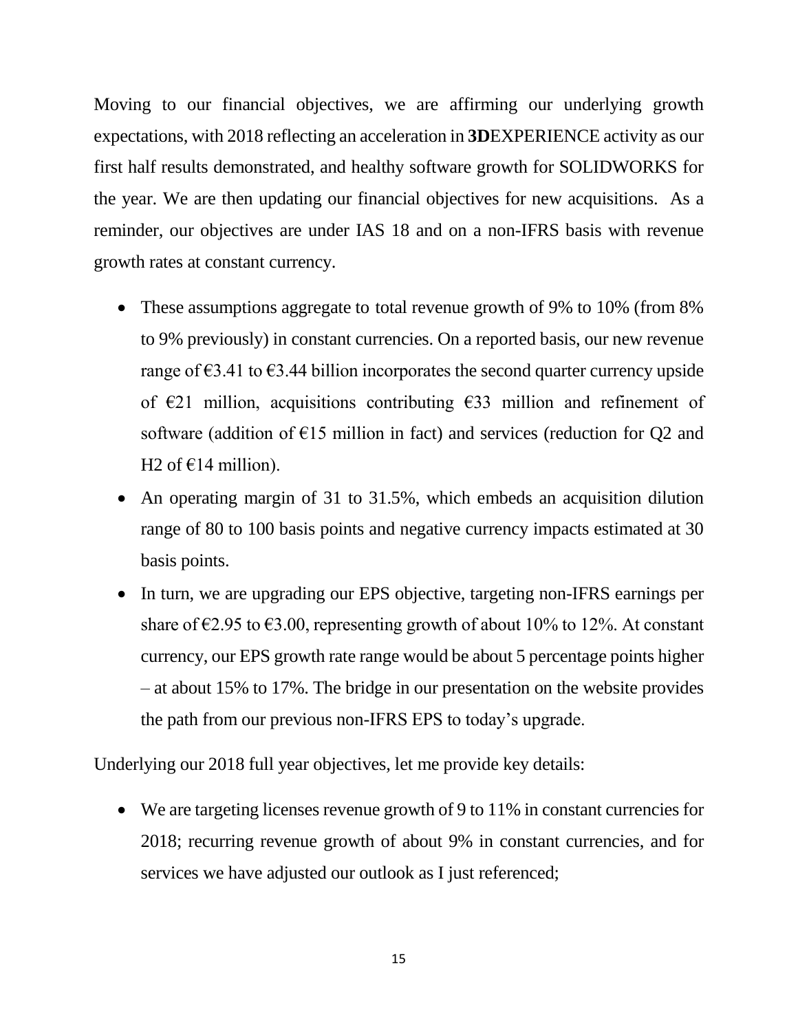Moving to our financial objectives, we are affirming our underlying growth expectations, with 2018 reflecting an acceleration in **3D**EXPERIENCE activity as our first half results demonstrated, and healthy software growth for SOLIDWORKS for the year. We are then updating our financial objectives for new acquisitions. As a reminder, our objectives are under IAS 18 and on a non-IFRS basis with revenue growth rates at constant currency.

- These assumptions aggregate to total revenue growth of 9% to 10% (from 8% to 9% previously) in constant currencies. On a reported basis, our new revenue range of €3.41 to €3.44 billion incorporates the second quarter currency upside of €21 million, acquisitions contributing €33 million and refinement of software (addition of €15 million in fact) and services (reduction for Q2 and H2 of €14 million).
- An operating margin of 31 to 31.5%, which embeds an acquisition dilution range of 80 to 100 basis points and negative currency impacts estimated at 30 basis points.
- In turn, we are upgrading our EPS objective, targeting non-IFRS earnings per share of €2.95 to €3.00, representing growth of about 10% to 12%. At constant currency, our EPS growth rate range would be about 5 percentage points higher – at about 15% to 17%. The bridge in our presentation on the website provides the path from our previous non-IFRS EPS to today's upgrade.

Underlying our 2018 full year objectives, let me provide key details:

- We are targeting licenses revenue growth of 9 to 11% in constant currencies for 2018; recurring revenue growth of about 9% in constant currencies, and for services we have adjusted our outlook as I just referenced;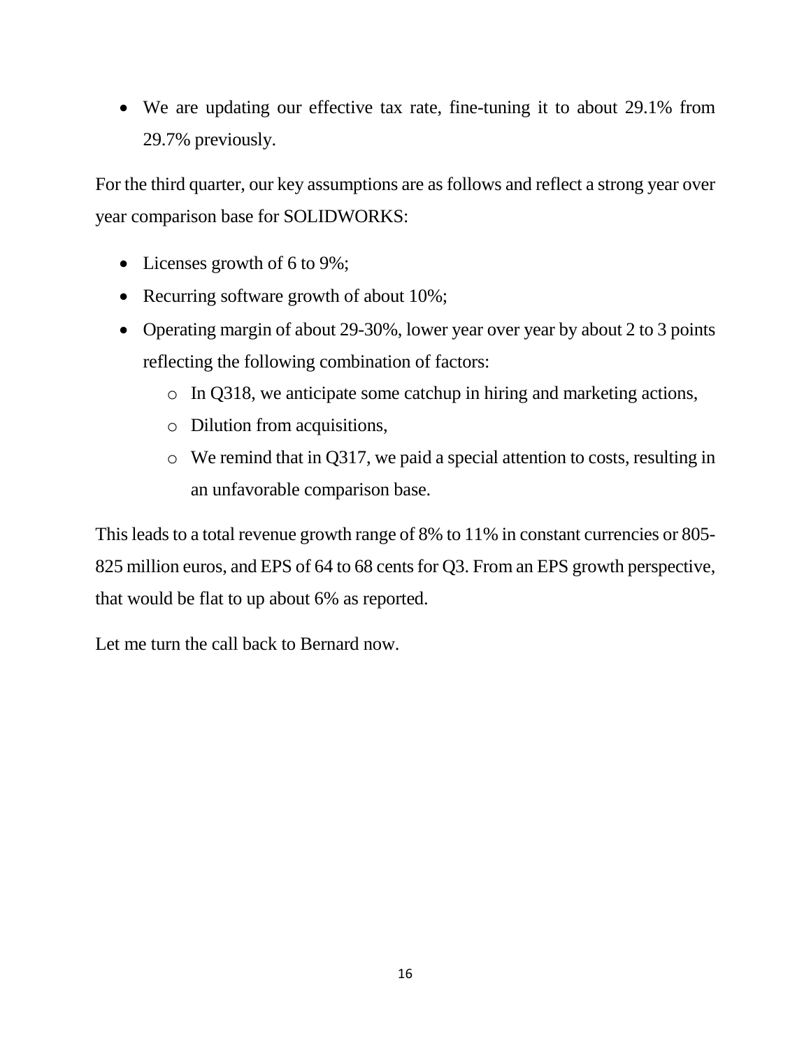- We are updating our effective tax rate, fine-tuning it to about 29.1% from 29.7% previously.

For the third quarter, our key assumptions are as follows and reflect a strong year over year comparison base for SOLIDWORKS:

- Licenses growth of 6 to 9%;
- Recurring software growth of about 10%;
- Operating margin of about 29-30%, lower year over year by about 2 to 3 points reflecting the following combination of factors:
  - In Q318, we anticipate some catchup in hiring and marketing actions,
  - Dilution from acquisitions,
  - We remind that in Q317, we paid a special attention to costs, resulting in an unfavorable comparison base.

This leads to a total revenue growth range of 8% to 11% in constant currencies or 805-825 million euros, and EPS of 64 to 68 cents for Q3. From an EPS growth perspective, that would be flat to up about 6% as reported.

Let me turn the call back to Bernard now.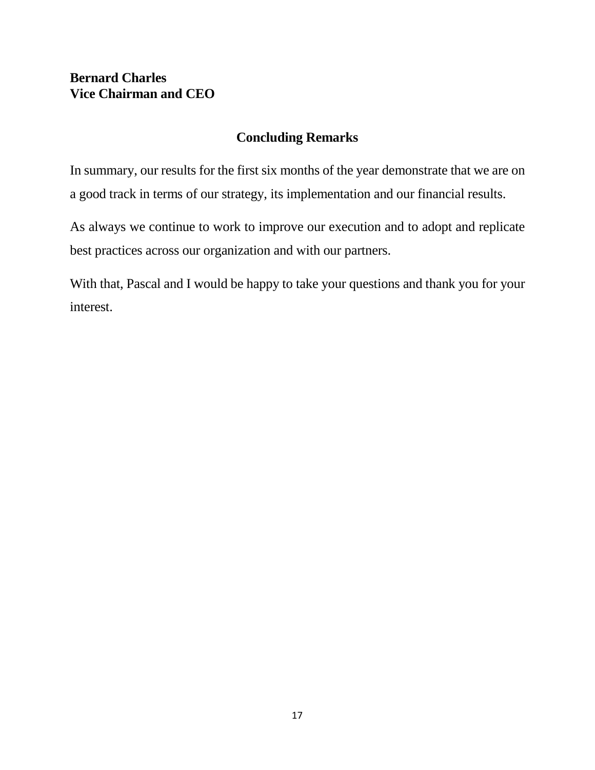**Bernard Charles**
**Vice Chairman and CEO**

## Concluding Remarks

In summary, our results for the first six months of the year demonstrate that we are on a good track in terms of our strategy, its implementation and our financial results.

As always we continue to work to improve our execution and to adopt and replicate best practices across our organization and with our partners.

With that, Pascal and I would be happy to take your questions and thank you for your interest.